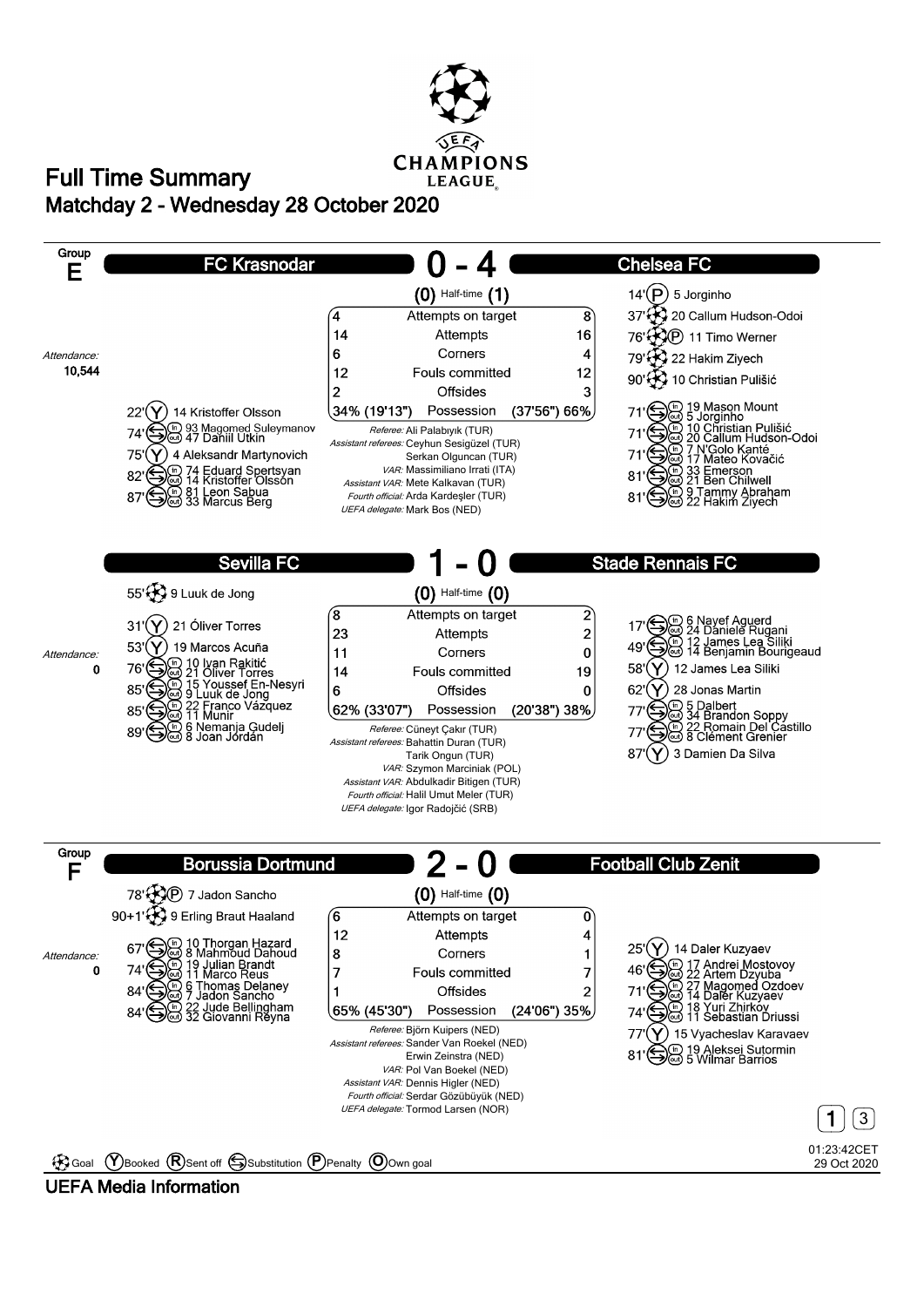# Full Time Summary

## Matchday 2 - Wednesday 28 October 2020

UEFA CHAMPIONS LEAGUE

---

## Group E

### FC Krasnodar 0 - 4 Chelsea FC

(0) Half-time (1)

Attendance: 10,544

**Chelsea FC**

- 14' (P) 5 Jorginho
- 37' Goal 20 Callum Hudson-Odoi
- 76' Goal (P) 11 Timo Werner
- 79' Goal 22 Hakim Ziyech
- 90' Goal 10 Christian Pulišić

| FC Krasnodar | | Chelsea FC |
|---|---|---|
| 4 | Attempts on target | 8 |
| 14 | Attempts | 16 |
| 6 | Corners | 4 |
| 12 | Fouls committed | 12 |
| 2 | Offsides | 3 |
| 34% (19'13") | Possession | (37'56") 66% |

**FC Krasnodar**

- 22' (Y) 14 Kristoffer Olsson
- 74' Substitution (in) 93 Magomed Suleymanov (out) 47 Daniil Utkin
- 75' (Y) 4 Aleksandr Martynovich
- 82' Substitution (in) 74 Eduard Spertsyan (out) 14 Kristoffer Olsson
- 87' Substitution (in) 81 Leon Sabua (out) 33 Marcus Berg

**Chelsea FC**

- 71' Substitution (in) 19 Mason Mount (out) 5 Jorginho
- 71' Substitution (in) 10 Christian Pulišić (out) 20 Callum Hudson-Odoi
- 71' Substitution (in) 7 N'Golo Kanté (out) 17 Mateo Kovačić
- 81' Substitution (in) 33 Emerson (out) 21 Ben Chilwell
- 81' Substitution (in) 9 Tammy Abraham (out) 22 Hakim Ziyech

*Referee:* Ali Palabıyık (TUR)
*Assistant referees:* Ceyhun Sesigüzel (TUR), Serkan Olguncan (TUR)
*VAR:* Massimiliano Irrati (ITA)
*Assistant VAR:* Mete Kalkavan (TUR)
*Fourth official:* Arda Kardeşler (TUR)
*UEFA delegate:* Mark Bos (NED)

---

### Sevilla FC 1 - 0 Stade Rennais FC

(0) Half-time (0)

Attendance: 0

**Sevilla FC**

- 55' Goal 9 Luuk de Jong

| Sevilla FC | | Stade Rennais FC |
|---|---|---|
| 8 | Attempts on target | 2 |
| 23 | Attempts | 2 |
| 11 | Corners | 0 |
| 14 | Fouls committed | 19 |
| 6 | Offsides | 0 |
| 62% (33'07") | Possession | (20'38") 38% |

**Sevilla FC**

- 31' (Y) 21 Óliver Torres
- 53' (Y) 19 Marcos Acuña
- 76' Substitution (in) 10 Ivan Rakitić (out) 21 Óliver Torres
- 85' Substitution (in) 15 Youssef En-Nesyri (out) 9 Luuk de Jong
- 85' Substitution (in) 22 Franco Vázquez (out) 11 Munir
- 89' Substitution (in) 6 Nemanja Gudelj (out) 8 Joan Jordán

**Stade Rennais FC**

- 17' Substitution (in) 6 Nayef Aguerd (out) 24 Daniele Rugani
- 49' Substitution (in) 12 James Lea Siliki (out) 14 Benjamin Bourigeaud
- 58' (Y) 12 James Lea Siliki
- 62' (Y) 28 Jonas Martin
- 77' Substitution (in) 5 Dalbert (out) 34 Brandon Soppy
- 77' Substitution (in) 22 Romain Del Castillo (out) 8 Clément Grenier
- 87' (Y) 3 Damien Da Silva

*Referee:* Cüneyt Çakır (TUR)
*Assistant referees:* Bahattin Duran (TUR), Tarik Ongun (TUR)
*VAR:* Szymon Marciniak (POL)
*Assistant VAR:* Abdulkadir Bitigen (TUR)
*Fourth official:* Halil Umut Meler (TUR)
*UEFA delegate:* Igor Radojčić (SRB)

---

## Group F

### Borussia Dortmund 2 - 0 Football Club Zenit

(0) Half-time (0)

Attendance: 0

**Borussia Dortmund**

- 78' Goal (P) 7 Jadon Sancho
- 90+1' Goal 9 Erling Braut Haaland

| Borussia Dortmund | | Football Club Zenit |
|---|---|---|
| 6 | Attempts on target | 0 |
| 12 | Attempts | 4 |
| 8 | Corners | 1 |
| 7 | Fouls committed | 7 |
| 1 | Offsides | 2 |
| 65% (45'30") | Possession | (24'06") 35% |

**Borussia Dortmund**

- 67' Substitution (in) 10 Thorgan Hazard (out) 8 Mahmoud Dahoud
- 74' Substitution (in) 19 Julian Brandt (out) 11 Marco Reus
- 84' Substitution (in) 6 Thomas Delaney (out) 7 Jadon Sancho
- 84' Substitution (in) 22 Jude Bellingham (out) 32 Giovanni Reyna

**Football Club Zenit**

- 25' (Y) 14 Daler Kuzyaev
- 46' Substitution (in) 17 Andrei Mostovoy (out) 22 Artem Dzyuba
- 71' Substitution (in) 27 Magomed Ozdoev (out) 14 Daler Kuzyaev
- 74' Substitution (in) 18 Yuri Zhirkov (out) 11 Sebastian Driussi
- 77' (Y) 15 Vyacheslav Karavaev
- 81' Substitution (in) 19 Aleksei Sutormin (out) 5 Wilmar Barrios

*Referee:* Björn Kuipers (NED)
*Assistant referees:* Sander Van Roekel (NED), Erwin Zeinstra (NED)
*VAR:* Pol Van Boekel (NED)
*Assistant VAR:* Dennis Higler (NED)
*Fourth official:* Serdar Gözübüyük (NED)
*UEFA delegate:* Tormod Larsen (NOR)

---

Goal (Y) Booked (R) Sent off Substitution (P) Penalty (O) Own goal

01:23:42CET 29 Oct 2020

UEFA Media Information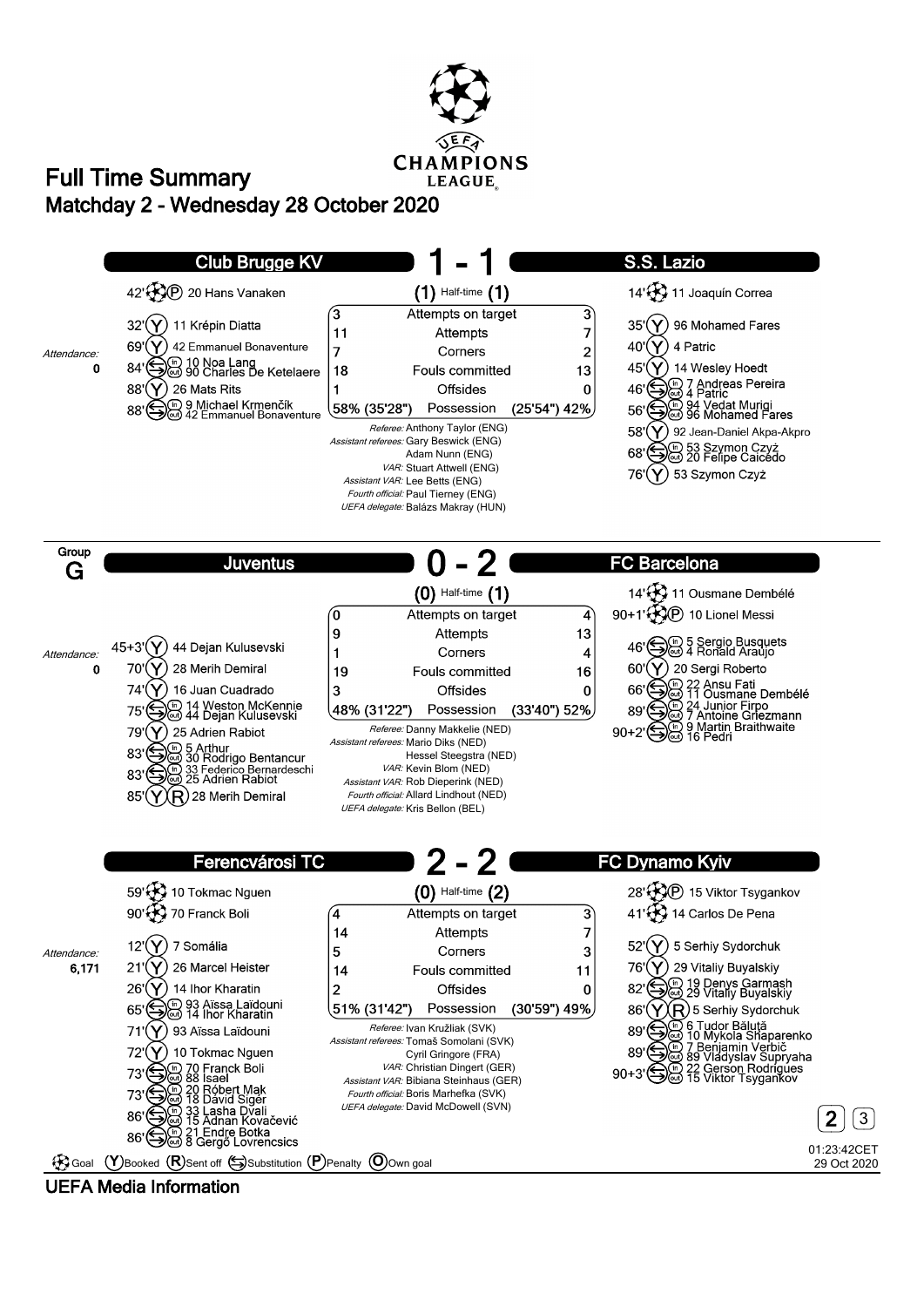# Full Time Summary

## Matchday 2 - Wednesday 28 October 2020

---

## Club Brugge KV 1 - 1 S.S. Lazio

**Attendance:** 0

**Club Brugge KV**

- 42' Goal (P) 20 Hans Vanaken
- 32' Booked 11 Krépin Diatta
- 69' Booked 42 Emmanuel Bonaventure
- 84' Substitution (in) 10 Noa Lang (out) 90 Charles De Ketelaere
- 88' Booked 26 Mats Rits
- 88' Substitution (in) 9 Michael Krmenčík (out) 42 Emmanuel Bonaventure

**S.S. Lazio**

- 14' Goal 11 Joaquín Correa
- 35' Booked 96 Mohamed Fares
- 40' Booked 4 Patric
- 45' Booked 14 Wesley Hoedt
- 46' Substitution (in) 7 Andreas Pereira (out) 4 Patric
- 56' Substitution (in) 94 Vedat Muriqi (out) 96 Mohamed Fares
- 58' Booked 92 Jean-Daniel Akpa-Akpro
- 68' Substitution (in) 53 Szymon Czyż (out) 20 Felipe Caicedo
- 76' Booked 53 Szymon Czyż

| Club Brugge KV | (1) Half-time (1) | S.S. Lazio |
|---|---|---|
| 3 | Attempts on target | 3 |
| 11 | Attempts | 7 |
| 7 | Corners | 2 |
| 18 | Fouls committed | 13 |
| 1 | Offsides | 0 |
| 58% (35'28") | Possession | (25'54") 42% |

*Referee:* Anthony Taylor (ENG)
*Assistant referees:* Gary Beswick (ENG), Adam Nunn (ENG)
*VAR:* Stuart Attwell (ENG)
*Assistant VAR:* Lee Betts (ENG)
*Fourth official:* Paul Tierney (ENG)
*UEFA delegate:* Balázs Makray (HUN)

---

## Group G

## Juventus 0 - 2 FC Barcelona

**Attendance:** 0

**Juventus**

- 45+3' Booked 44 Dejan Kulusevski
- 70' Booked 28 Merih Demiral
- 74' Booked 16 Juan Cuadrado
- 75' Substitution (in) 14 Weston McKennie (out) 44 Dejan Kulusevski
- 79' Booked 25 Adrien Rabiot
- 83' Substitution (in) 5 Arthur (out) 30 Rodrigo Bentancur
- 83' Substitution (in) 33 Federico Bernardeschi (out) 25 Adrien Rabiot
- 85' Booked, Sent off 28 Merih Demiral

**FC Barcelona**

- 14' Goal 11 Ousmane Dembélé
- 90+1' Goal (P) 10 Lionel Messi
- 46' Substitution (in) 5 Sergio Busquets (out) 4 Ronald Araújo
- 60' Booked 20 Sergi Roberto
- 66' Substitution (in) 22 Ansu Fati (out) 11 Ousmane Dembélé
- 89' Substitution (in) 24 Junior Firpo (out) 7 Antoine Griezmann
- 90+2' Substitution (in) 9 Martin Braithwaite (out) 16 Pedri

| Juventus | (0) Half-time (1) | FC Barcelona |
|---|---|---|
| 0 | Attempts on target | 4 |
| 9 | Attempts | 13 |
| 1 | Corners | 4 |
| 19 | Fouls committed | 16 |
| 3 | Offsides | 0 |
| 48% (31'22") | Possession | (33'40") 52% |

*Referee:* Danny Makkelie (NED)
*Assistant referees:* Mario Diks (NED), Hessel Steegstra (NED)
*VAR:* Kevin Blom (NED)
*Assistant VAR:* Rob Dieperink (NED)
*Fourth official:* Allard Lindhout (NED)
*UEFA delegate:* Kris Bellon (BEL)

---

## Ferencvárosi TC 2 - 2 FC Dynamo Kyiv

**Attendance:** 6,171

**Ferencvárosi TC**

- 59' Goal 10 Tokmac Nguen
- 90' Goal 70 Franck Boli
- 12' Booked 7 Somália
- 21' Booked 26 Marcel Heister
- 26' Booked 14 Ihor Kharatin
- 65' Substitution (in) 93 Aïssa Laïdouni (out) 14 Ihor Kharatin
- 71' Booked 93 Aïssa Laïdouni
- 72' Booked 10 Tokmac Nguen
- 73' Substitution (in) 70 Franck Boli (out) 88 Isael
- 73' Substitution (in) 20 Róbert Mak (out) 18 Dávid Sigér
- 86' Substitution (in) 33 Lasha Dvali (out) 15 Adnan Kovačević
- 86' Substitution (in) 21 Endre Botka (out) 8 Gergő Lovrencsics

**FC Dynamo Kyiv**

- 28' Goal (P) 15 Viktor Tsygankov
- 41' Goal 14 Carlos De Pena
- 52' Booked 5 Serhiy Sydorchuk
- 76' Booked 29 Vitaliy Buyalskiy
- 82' Substitution (in) 19 Denys Garmash (out) 29 Vitaliy Buyalskiy
- 86' Booked, Sent off 5 Serhiy Sydorchuk
- 89' Substitution (in) 6 Tudor Băluță (out) 10 Mykola Shaparenko
- 89' Substitution (in) 7 Benjamin Verbič (out) 89 Vladyslav Supryaha
- 90+3' Substitution (in) 22 Gerson Rodrigues (out) 15 Viktor Tsygankov

| Ferencvárosi TC | (0) Half-time (2) | FC Dynamo Kyiv |
|---|---|---|
| 4 | Attempts on target | 3 |
| 14 | Attempts | 7 |
| 5 | Corners | 3 |
| 14 | Fouls committed | 11 |
| 2 | Offsides | 0 |
| 51% (31'42") | Possession | (30'59") 49% |

*Referee:* Ivan Kružliak (SVK)
*Assistant referees:* Tomaš Somolani (SVK), Cyril Gringore (FRA)
*VAR:* Christian Dingert (GER)
*Assistant VAR:* Bibiana Steinhaus (GER)
*Fourth official:* Boris Marhefka (SVK)
*UEFA delegate:* David McDowell (SVN)

---

Goal (Y) Booked (R) Sent off Substitution (P) Penalty (O) Own goal

01:23:42CET 29 Oct 2020

UEFA Media Information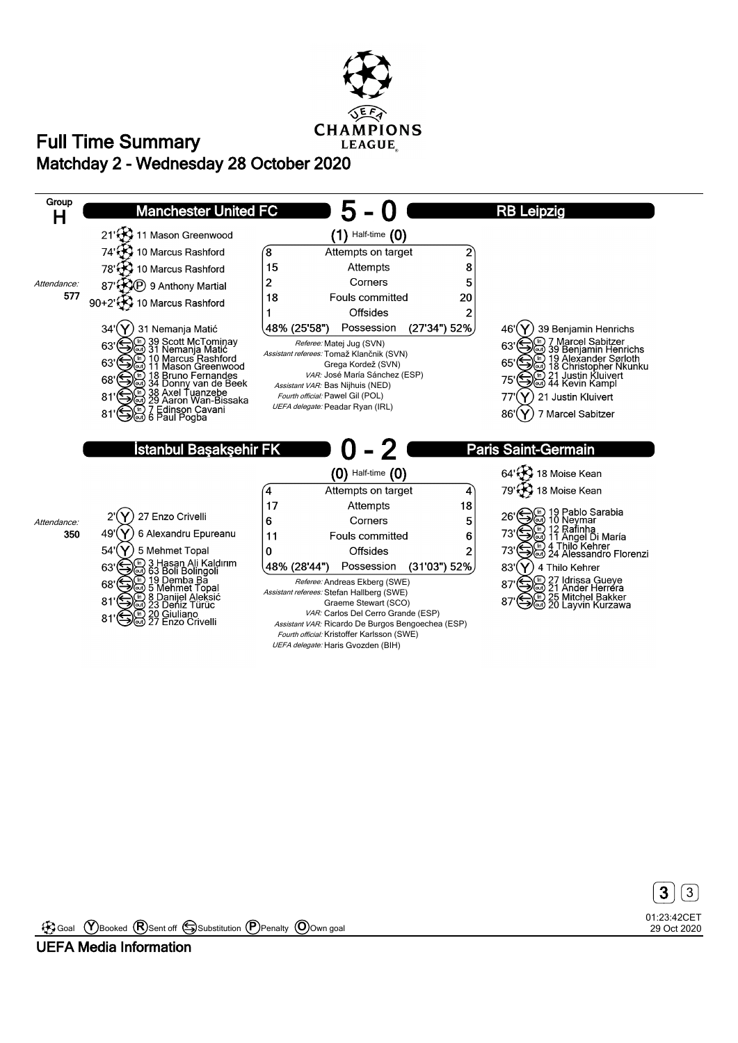# Full Time Summary

## Matchday 2 - Wednesday 28 October 2020

**Group H**

## Manchester United FC 5 - 0 RB Leipzig

(1) Half-time (0)

Attendance: 577

**Manchester United FC**

- 21' Goal 11 Mason Greenwood
- 74' Goal 10 Marcus Rashford
- 78' Goal 10 Marcus Rashford
- 87' Goal (P) 9 Anthony Martial
- 90+2' Goal 10 Marcus Rashford

- 34' (Y) 31 Nemanja Matić
- 63' Substitution (in) 39 Scott McTominay (out) 31 Nemanja Matić
- 63' Substitution (in) 10 Marcus Rashford (out) 11 Mason Greenwood
- 68' Substitution (in) 18 Bruno Fernandes (out) 34 Donny van de Beek
- 81' Substitution (in) 38 Axel Tuanzebe (out) 29 Aaron Wan-Bissaka
- 81' Substitution (in) 7 Edinson Cavani (out) 6 Paul Pogba

| Manchester United FC | | RB Leipzig |
|---|---|---|
| 8 | Attempts on target | 2 |
| 15 | Attempts | 8 |
| 2 | Corners | 5 |
| 18 | Fouls committed | 20 |
| 1 | Offsides | 2 |
| 48% (25'58") | Possession | (27'34") 52% |

*Referee:* Matej Jug (SVN)
*Assistant referees:* Tomaž Klančnik (SVN), Grega Kordež (SVN)
*VAR:* José María Sánchez (ESP)
*Assistant VAR:* Bas Nijhuis (NED)
*Fourth official:* Pawel Gil (POL)
*UEFA delegate:* Peadar Ryan (IRL)

**RB Leipzig**

- 46' (Y) 39 Benjamin Henrichs
- 63' Substitution (in) 7 Marcel Sabitzer (out) 39 Benjamin Henrichs
- 65' Substitution (in) 19 Alexander Sørloth (out) 18 Christopher Nkunku
- 75' Substitution (in) 21 Justin Kluivert (out) 44 Kevin Kampl
- 77' (Y) 21 Justin Kluivert
- 86' (Y) 7 Marcel Sabitzer

## İstanbul Başakşehir FK 0 - 2 Paris Saint-Germain

(0) Half-time (0)

Attendance: 350

**İstanbul Başakşehir FK**

- 2' (Y) 27 Enzo Crivelli
- 49' (Y) 6 Alexandru Epureanu
- 54' (Y) 5 Mehmet Topal
- 63' Substitution (in) 3 Hasan Ali Kaldırım (out) 63 Boli Bolingoli
- 68' Substitution (in) 19 Demba Ba (out) 5 Mehmet Topal
- 81' Substitution (in) 8 Danijel Aleksić (out) 23 Deniz Türüç
- 81' Substitution (in) 20 Giuliano (out) 27 Enzo Crivelli

| İstanbul Başakşehir FK | | Paris Saint-Germain |
|---|---|---|
| 4 | Attempts on target | 4 |
| 17 | Attempts | 18 |
| 6 | Corners | 5 |
| 11 | Fouls committed | 6 |
| 0 | Offsides | 2 |
| 48% (28'44") | Possession | (31'03") 52% |

*Referee:* Andreas Ekberg (SWE)
*Assistant referees:* Stefan Hallberg (SWE), Graeme Stewart (SCO)
*VAR:* Carlos Del Cerro Grande (ESP)
*Assistant VAR:* Ricardo De Burgos Bengoechea (ESP)
*Fourth official:* Kristoffer Karlsson (SWE)
*UEFA delegate:* Haris Gvozden (BIH)

**Paris Saint-Germain**

- 64' Goal 18 Moise Kean
- 79' Goal 18 Moise Kean

- 26' Substitution (in) 19 Pablo Sarabia (out) 10 Neymar
- 73' Substitution (in) 12 Rafinha (out) 11 Ángel Di María
- 73' Substitution (in) 4 Thilo Kehrer (out) 24 Alessandro Florenzi
- 83' (Y) 4 Thilo Kehrer
- 87' Substitution (in) 27 Idrissa Gueye (out) 21 Ander Herrera
- 87' Substitution (in) 25 Mitchel Bakker (out) 20 Layvin Kurzawa

Goal (Y) Booked (R) Sent off Substitution (P) Penalty (O) Own goal

01:23:42CET 29 Oct 2020

UEFA Media Information